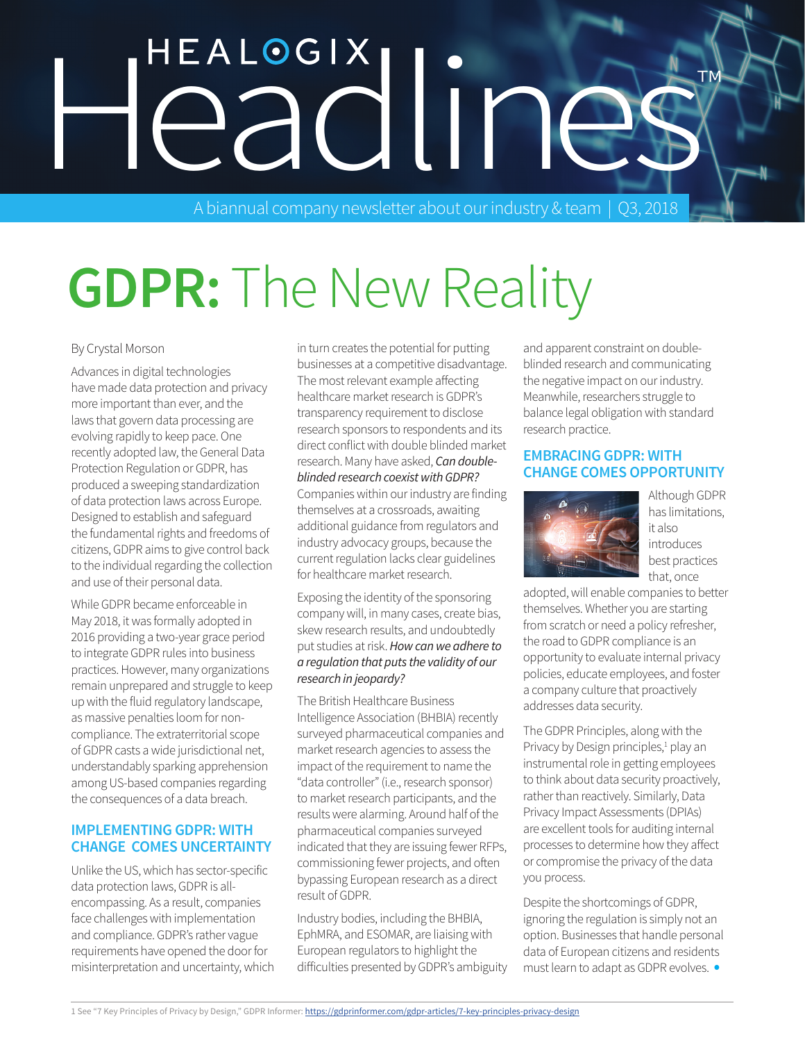# HEALOGIX Headlines™

A biannual company newsletter about our industry & team | Q3, 2018

# **GDPR:** The New Reality

By Crystal Morson

Advances in digital technologies have made data protection and privacy more important than ever, and the laws that govern data processing are evolving rapidly to keep pace. One recently adopted law, the General Data Protection Regulation or GDPR, has produced a sweeping standardization of data protection laws across Europe. Designed to establish and safeguard the fundamental rights and freedoms of citizens, GDPR aims to give control back to the individual regarding the collection and use of their personal data.

While GDPR became enforceable in May 2018, it was formally adopted in 2016 providing a two-year grace period to integrate GDPR rules into business practices. However, many organizations remain unprepared and struggle to keep up with the fluid regulatory landscape, as massive penalties loom for non-compliance. The extraterritorial scope of GDPR casts a wide jurisdictional net, understandably sparking apprehension among US-based companies regarding the consequences of a data breach.

## IMPLEMENTING GDPR: WITH CHANGE COMES UNCERTAINTY

Unlike the US, which has sector-specific data protection laws, GDPR is all-encompassing. As a result, companies face challenges with implementation and compliance. GDPR's rather vague requirements have opened the door for misinterpretation and uncertainty, which in turn creates the potential for putting businesses at a competitive disadvantage. The most relevant example affecting healthcare market research is GDPR's transparency requirement to disclose research sponsors to respondents and its direct conflict with double blinded market research. Many have asked, ***Can double-blinded research coexist with GDPR?*** Companies within our industry are finding themselves at a crossroads, awaiting additional guidance from regulators and industry advocacy groups, because the current regulation lacks clear guidelines for healthcare market research.

Exposing the identity of the sponsoring company will, in many cases, create bias, skew research results, and undoubtedly put studies at risk. ***How can we adhere to a regulation that puts the validity of our research in jeopardy?***

The British Healthcare Business Intelligence Association (BHBIA) recently surveyed pharmaceutical companies and market research agencies to assess the impact of the requirement to name the "data controller" (i.e., research sponsor) to market research participants, and the results were alarming. Around half of the pharmaceutical companies surveyed indicated that they are issuing fewer RFPs, commissioning fewer projects, and often bypassing European research as a direct result of GDPR.

Industry bodies, including the BHBIA, EphMRA, and ESOMAR, are liaising with European regulators to highlight the difficulties presented by GDPR's ambiguity and apparent constraint on double-blinded research and communicating the negative impact on our industry. Meanwhile, researchers struggle to balance legal obligation with standard research practice.

## EMBRACING GDPR: WITH CHANGE COMES OPPORTUNITY

Although GDPR has limitations, it also introduces best practices that, once adopted, will enable companies to better themselves. Whether you are starting from scratch or need a policy refresher, the road to GDPR compliance is an opportunity to evaluate internal privacy policies, educate employees, and foster a company culture that proactively addresses data security.

The GDPR Principles, along with the Privacy by Design principles,[1] play an instrumental role in getting employees to think about data security proactively, rather than reactively. Similarly, Data Privacy Impact Assessments (DPIAs) are excellent tools for auditing internal processes to determine how they affect or compromise the privacy of the data you process.

Despite the shortcomings of GDPR, ignoring the regulation is simply not an option. Businesses that handle personal data of European citizens and residents must learn to adapt as GDPR evolves.

1 See "7 Key Principles of Privacy by Design," GDPR Informer: https://gdprinformer.com/gdpr-articles/7-key-principles-privacy-design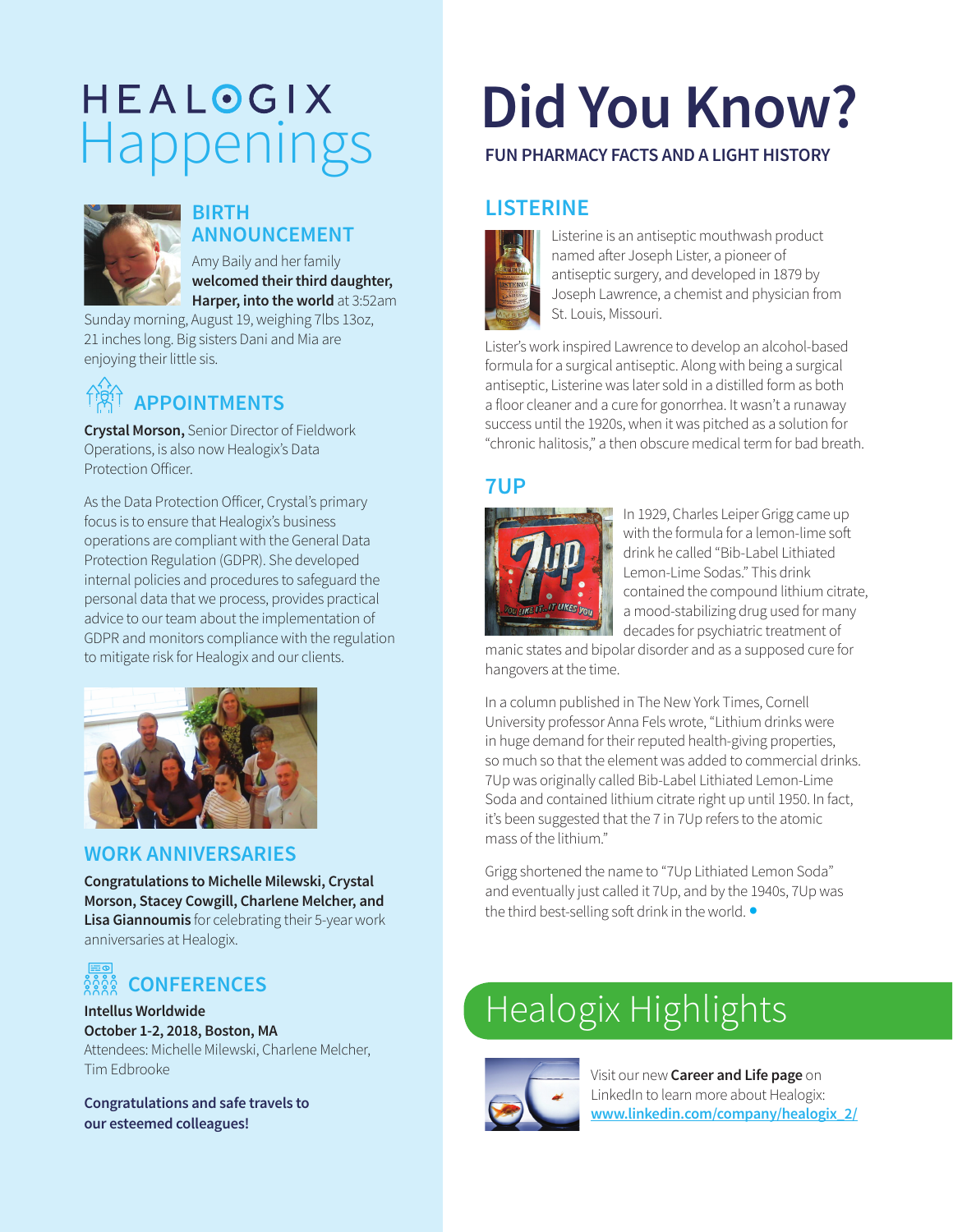# HEALOGIX Happenings

## BIRTH ANNOUNCEMENT

Amy Baily and her family **welcomed their third daughter, Harper, into the world** at 3:52am Sunday morning, August 19, weighing 7lbs 13oz, 21 inches long. Big sisters Dani and Mia are enjoying their little sis.

## APPOINTMENTS

**Crystal Morson,** Senior Director of Fieldwork Operations, is also now Healogix's Data Protection Officer.

As the Data Protection Officer, Crystal's primary focus is to ensure that Healogix's business operations are compliant with the General Data Protection Regulation (GDPR). She developed internal policies and procedures to safeguard the personal data that we process, provides practical advice to our team about the implementation of GDPR and monitors compliance with the regulation to mitigate risk for Healogix and our clients.

## WORK ANNIVERSARIES

**Congratulations to Michelle Milewski, Crystal Morson, Stacey Cowgill, Charlene Melcher, and Lisa Giannoumis** for celebrating their 5-year work anniversaries at Healogix.

## CONFERENCES

**Intellus Worldwide**
**October 1-2, 2018, Boston, MA**
Attendees: Michelle Milewski, Charlene Melcher, Tim Edbrooke

**Congratulations and safe travels to our esteemed colleagues!**

# Did You Know?

**FUN PHARMACY FACTS AND A LIGHT HISTORY**

## LISTERINE

Listerine is an antiseptic mouthwash product named after Joseph Lister, a pioneer of antiseptic surgery, and developed in 1879 by Joseph Lawrence, a chemist and physician from St. Louis, Missouri.

Lister's work inspired Lawrence to develop an alcohol-based formula for a surgical antiseptic. Along with being a surgical antiseptic, Listerine was later sold in a distilled form as both a floor cleaner and a cure for gonorrhea. It wasn't a runaway success until the 1920s, when it was pitched as a solution for "chronic halitosis," a then obscure medical term for bad breath.

## 7UP

In 1929, Charles Leiper Grigg came up with the formula for a lemon-lime soft drink he called "Bib-Label Lithiated Lemon-Lime Sodas." This drink contained the compound lithium citrate, a mood-stabilizing drug used for many decades for psychiatric treatment of manic states and bipolar disorder and as a supposed cure for hangovers at the time.

In a column published in The New York Times, Cornell University professor Anna Fels wrote, "Lithium drinks were in huge demand for their reputed health-giving properties, so much so that the element was added to commercial drinks. 7Up was originally called Bib-Label Lithiated Lemon-Lime Soda and contained lithium citrate right up until 1950. In fact, it's been suggested that the 7 in 7Up refers to the atomic mass of the lithium."

Grigg shortened the name to "7Up Lithiated Lemon Soda" and eventually just called it 7Up, and by the 1940s, 7Up was the third best-selling soft drink in the world.

# Healogix Highlights

Visit our new **Career and Life page** on LinkedIn to learn more about Healogix: [www.linkedin.com/company/healogix_2/](www.linkedin.com/company/healogix_2/)